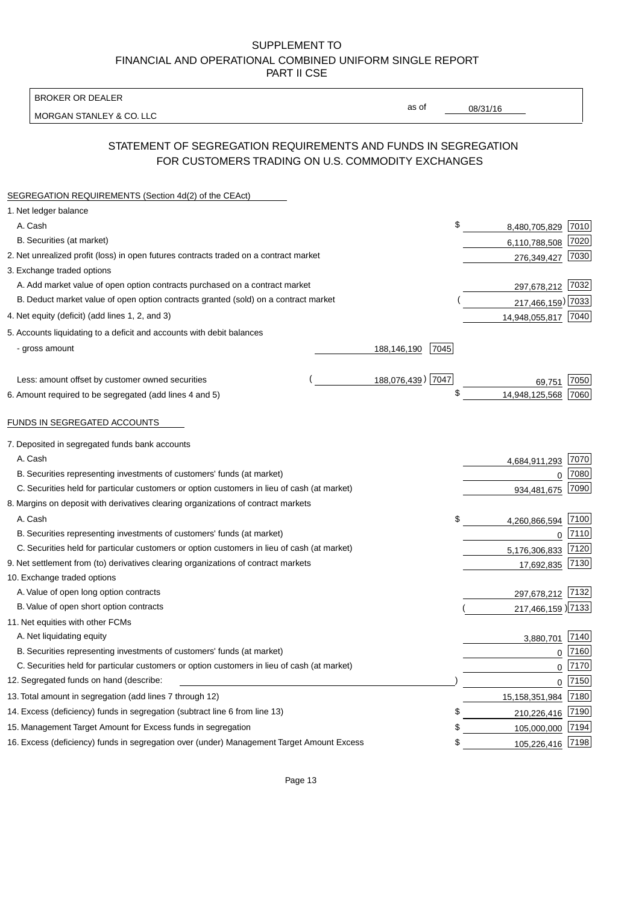# SUPPLEMENT TO
# FINANCIAL AND OPERATIONAL COMBINED UNIFORM SINGLE REPORT
# PART II CSE

BROKER OR DEALER

MORGAN STANLEY & CO. LLC

as of 08/31/16

## STATEMENT OF SEGREGATION REQUIREMENTS AND FUNDS IN SEGREGATION FOR CUSTOMERS TRADING ON U.S. COMMODITY EXCHANGES

| SEGREGATION REQUIREMENTS (Section 4d(2) of the CEAct) | | | | |
|---|---|---|---|---|
| 1. Net ledger balance | | | | |
| A. Cash | | | $ 8,480,705,829 | 7010 |
| B. Securities (at market) | | | 6,110,788,508 | 7020 |
| 2. Net unrealized profit (loss) in open futures contracts traded on a contract market | | | 276,349,427 | 7030 |
| 3. Exchange traded options | | | | |
| A. Add market value of open option contracts purchased on a contract market | | | 297,678,212 | 7032 |
| B. Deduct market value of open option contracts granted (sold) on a contract market | | | ( 217,466,159) | 7033 |
| 4. Net equity (deficit) (add lines 1, 2, and 3) | | | 14,948,055,817 | 7040 |
| 5. Accounts liquidating to a deficit and accounts with debit balances | | | | |
| - gross amount | 188,146,190 | 7045 | | |
| Less: amount offset by customer owned securities | ( 188,076,439) | 7047 | 69,751 | 7050 |
| 6. Amount required to be segregated (add lines 4 and 5) | | | $ 14,948,125,568 | 7060 |

| FUNDS IN SEGREGATED ACCOUNTS | | |
|---|---|---|
| 7. Deposited in segregated funds bank accounts | | |
| A. Cash | 4,684,911,293 | 7070 |
| B. Securities representing investments of customers' funds (at market) | 0 | 7080 |
| C. Securities held for particular customers or option customers in lieu of cash (at market) | 934,481,675 | 7090 |
| 8. Margins on deposit with derivatives clearing organizations of contract markets | | |
| A. Cash | $ 4,260,866,594 | 7100 |
| B. Securities representing investments of customers' funds (at market) | 0 | 7110 |
| C. Securities held for particular customers or option customers in lieu of cash (at market) | 5,176,306,833 | 7120 |
| 9. Net settlement from (to) derivatives clearing organizations of contract markets | 17,692,835 | 7130 |
| 10. Exchange traded options | | |
| A. Value of open long option contracts | 297,678,212 | 7132 |
| B. Value of open short option contracts | ( 217,466,159 ) | 7133 |
| 11. Net equities with other FCMs | | |
| A. Net liquidating equity | 3,880,701 | 7140 |
| B. Securities representing investments of customers' funds (at market) | 0 | 7160 |
| C. Securities held for particular customers or option customers in lieu of cash (at market) | 0 | 7170 |
| 12. Segregated funds on hand (describe: ) | 0 | 7150 |
| 13. Total amount in segregation (add lines 7 through 12) | 15,158,351,984 | 7180 |
| 14. Excess (deficiency) funds in segregation (subtract line 6 from line 13) | $ 210,226,416 | 7190 |
| 15. Management Target Amount for Excess funds in segregation | $ 105,000,000 | 7194 |
| 16. Excess (deficiency) funds in segregation over (under) Management Target Amount Excess | $ 105,226,416 | 7198 |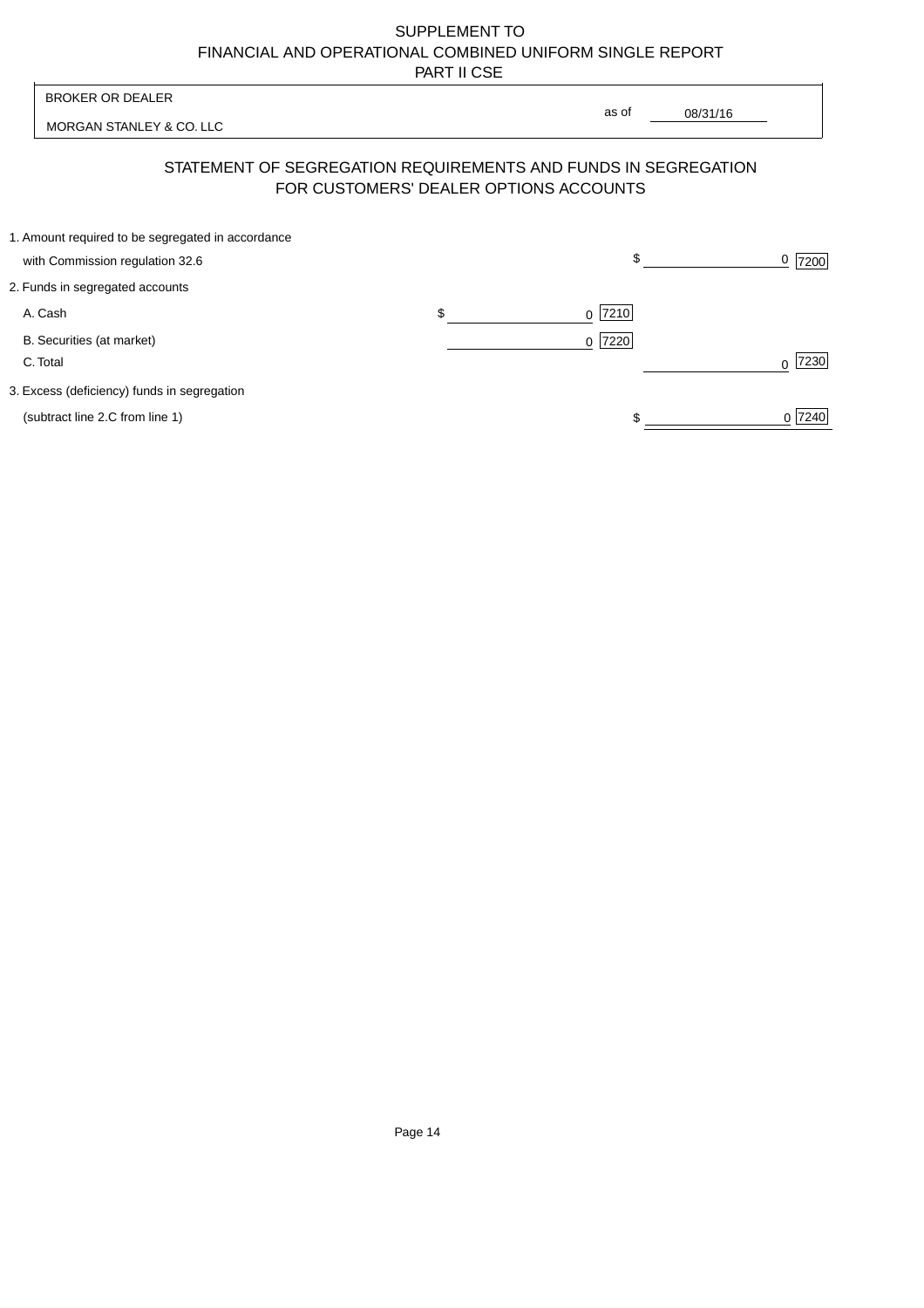SUPPLEMENT TO
FINANCIAL AND OPERATIONAL COMBINED UNIFORM SINGLE REPORT
PART II CSE

BROKER OR DEALER

MORGAN STANLEY & CO. LLC

as of 08/31/16

## STATEMENT OF SEGREGATION REQUIREMENTS AND FUNDS IN SEGREGATION FOR CUSTOMERS' DEALER OPTIONS ACCOUNTS

| | | | | |
|---|---|---|---|---|
| 1. Amount required to be segregated in accordance with Commission regulation 32.6 | | | $ 0 | 7200 |
| 2. Funds in segregated accounts | | | | |
| A. Cash | $ 0 | 7210 | | |
| B. Securities (at market) | 0 | 7220 | | |
| C. Total | | | 0 | 7230 |
| 3. Excess (deficiency) funds in segregation (subtract line 2.C from line 1) | | | $ 0 | 7240 |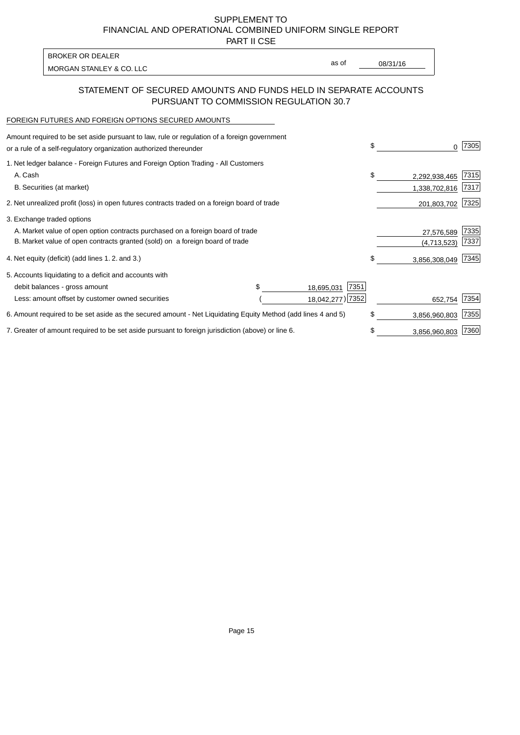SUPPLEMENT TO
FINANCIAL AND OPERATIONAL COMBINED UNIFORM SINGLE REPORT
PART II CSE

| BROKER OR DEALER | | |
|---|---|---|
| MORGAN STANLEY & CO. LLC | as of | 08/31/16 |

## STATEMENT OF SECURED AMOUNTS AND FUNDS HELD IN SEPARATE ACCOUNTS PURSUANT TO COMMISSION REGULATION 30.7

FOREIGN FUTURES AND FOREIGN OPTIONS SECURED AMOUNTS

| | | | | |
|---|---|---|---|---|
| Amount required to be set aside pursuant to law, rule or regulation of a foreign government or a rule of a self-regulatory organization authorized thereunder | | | $ 0 | 7305 |
| 1. Net ledger balance - Foreign Futures and Foreign Option Trading - All Customers | | | | |
| A. Cash | | | $ 2,292,938,465 | 7315 |
| B. Securities (at market) | | | 1,338,702,816 | 7317 |
| 2. Net unrealized profit (loss) in open futures contracts traded on a foreign board of trade | | | 201,803,702 | 7325 |
| 3. Exchange traded options | | | | |
| A. Market value of open option contracts purchased on a foreign board of trade | | | 27,576,589 | 7335 |
| B. Market value of open contracts granted (sold) on a foreign board of trade | | | (4,713,523) | 7337 |
| 4. Net equity (deficit) (add lines 1. 2. and 3.) | | | $ 3,856,308,049 | 7345 |
| 5. Accounts liquidating to a deficit and accounts with | | | | |
| debit balances - gross amount | $ 18,695,031 | 7351 | | |
| Less: amount offset by customer owned securities | ( 18,042,277) | 7352 | 652,754 | 7354 |
| 6. Amount required to be set aside as the secured amount - Net Liquidating Equity Method (add lines 4 and 5) | | | $ 3,856,960,803 | 7355 |
| 7. Greater of amount required to be set aside pursuant to foreign jurisdiction (above) or line 6. | | | $ 3,856,960,803 | 7360 |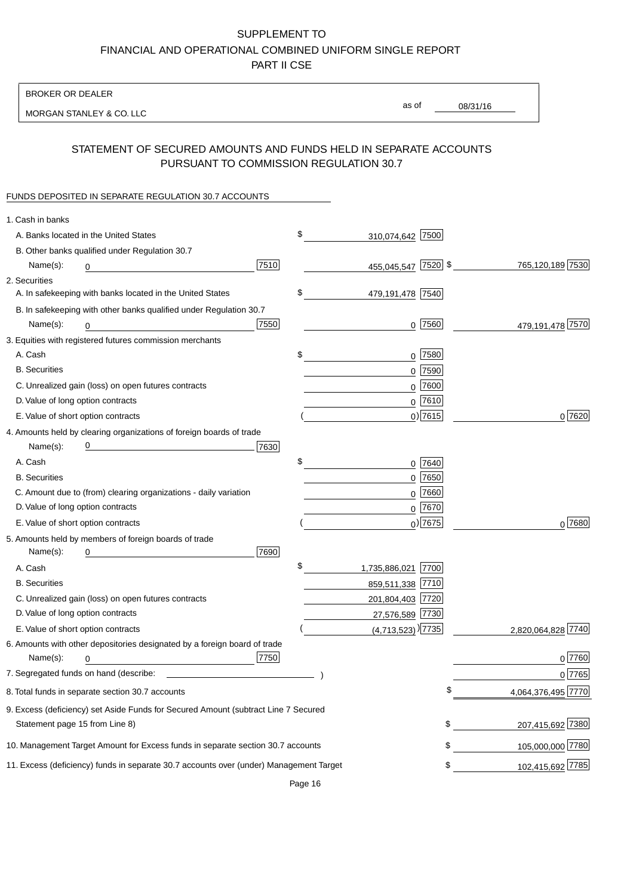SUPPLEMENT TO
FINANCIAL AND OPERATIONAL COMBINED UNIFORM SINGLE REPORT
PART II CSE

BROKER OR DEALER

MORGAN STANLEY & CO. LLC

as of 08/31/16

## STATEMENT OF SECURED AMOUNTS AND FUNDS HELD IN SEPARATE ACCOUNTS PURSUANT TO COMMISSION REGULATION 30.7

FUNDS DEPOSITED IN SEPARATE REGULATION 30.7 ACCOUNTS

| | | | |
|---|---|---|---|
| 1. Cash in banks | | | |
| A. Banks located in the United States | | $ 310,074,642 [7500] | |
| B. Other banks qualified under Regulation 30.7 | | | |
| Name(s): 0 | [7510] | 455,045,547 [7520] | $ 765,120,189 [7530] |
| 2. Securities | | | |
| A. In safekeeping with banks located in the United States | | $ 479,191,478 [7540] | |
| B. In safekeeping with other banks qualified under Regulation 30.7 | | | |
| Name(s): 0 | [7550] | 0 [7560] | 479,191,478 [7570] |
| 3. Equities with registered futures commission merchants | | | |
| A. Cash | | $ 0 [7580] | |
| B. Securities | | 0 [7590] | |
| C. Unrealized gain (loss) on open futures contracts | | 0 [7600] | |
| D. Value of long option contracts | | 0 [7610] | |
| E. Value of short option contracts | | ( 0) [7615] | 0 [7620] |
| 4. Amounts held by clearing organizations of foreign boards of trade | | | |
| Name(s): 0 | [7630] | | |
| A. Cash | | $ 0 [7640] | |
| B. Securities | | 0 [7650] | |
| C. Amount due to (from) clearing organizations - daily variation | | 0 [7660] | |
| D. Value of long option contracts | | 0 [7670] | |
| E. Value of short option contracts | | ( 0) [7675] | 0 [7680] |
| 5. Amounts held by members of foreign boards of trade | | | |
| Name(s): 0 | [7690] | | |
| A. Cash | | $ 1,735,886,021 [7700] | |
| B. Securities | | 859,511,338 [7710] | |
| C. Unrealized gain (loss) on open futures contracts | | 201,804,403 [7720] | |
| D. Value of long option contracts | | 27,576,589 [7730] | |
| E. Value of short option contracts | | ( (4,713,523) ) [7735] | 2,820,064,828 [7740] |
| 6. Amounts with other depositories designated by a foreign board of trade | | | |
| Name(s): 0 | [7750] | | 0 [7760] |
| 7. Segregated funds on hand (describe: ) | | | 0 [7765] |
| 8. Total funds in separate section 30.7 accounts | | | $ 4,064,376,495 [7770] |
| 9. Excess (deficiency) set Aside Funds for Secured Amount (subtract Line 7 Secured Statement page 15 from Line 8) | | | $ 207,415,692 [7380] |
| 10. Management Target Amount for Excess funds in separate section 30.7 accounts | | | $ 105,000,000 [7780] |
| 11. Excess (deficiency) funds in separate 30.7 accounts over (under) Management Target | | | $ 102,415,692 [7785] |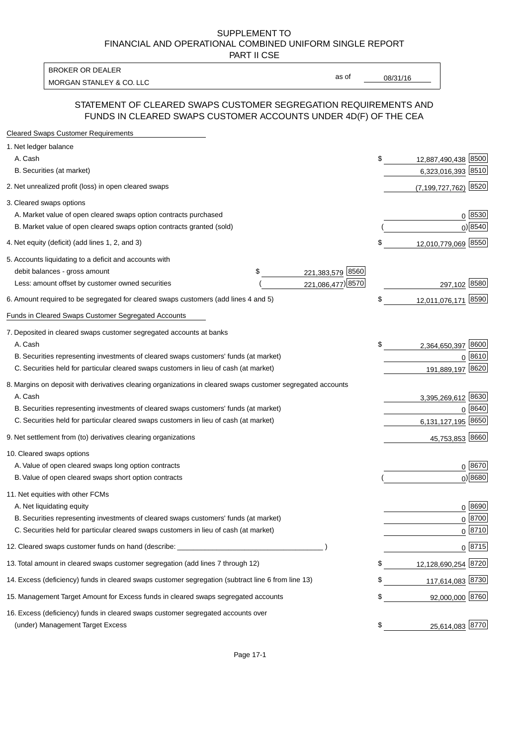SUPPLEMENT TO
FINANCIAL AND OPERATIONAL COMBINED UNIFORM SINGLE REPORT
PART II CSE

BROKER OR DEALER
MORGAN STANLEY & CO. LLC

as of 08/31/16

## STATEMENT OF CLEARED SWAPS CUSTOMER SEGREGATION REQUIREMENTS AND FUNDS IN CLEARED SWAPS CUSTOMER ACCOUNTS UNDER 4D(F) OF THE CEA

| | | | |
|---|---|---|---|
| **Cleared Swaps Customer Requirements** | | | |
| 1. Net ledger balance | | | |
| A. Cash | | $ 12,887,490,438 | 8500 |
| B. Securities (at market) | | 6,323,016,393 | 8510 |
| 2. Net unrealized profit (loss) in open cleared swaps | | (7,199,727,762) | 8520 |
| 3. Cleared swaps options | | | |
| A. Market value of open cleared swaps option contracts purchased | | 0 | 8530 |
| B. Market value of open cleared swaps option contracts granted (sold) | | ( 0) | 8540 |
| 4. Net equity (deficit) (add lines 1, 2, and 3) | | $ 12,010,779,069 | 8550 |
| 5. Accounts liquidating to a deficit and accounts with | | | |
| debit balances - gross amount | $ 221,383,579 8560 | | |
| Less: amount offset by customer owned securities | ( 221,086,477) 8570 | 297,102 | 8580 |
| 6. Amount required to be segregated for cleared swaps customers (add lines 4 and 5) | | $ 12,011,076,171 | 8590 |
| **Funds in Cleared Swaps Customer Segregated Accounts** | | | |
| 7. Deposited in cleared swaps customer segregated accounts at banks | | | |
| A. Cash | | $ 2,364,650,397 | 8600 |
| B. Securities representing investments of cleared swaps customers' funds (at market) | | 0 | 8610 |
| C. Securities held for particular cleared swaps customers in lieu of cash (at market) | | 191,889,197 | 8620 |
| 8. Margins on deposit with derivatives clearing organizations in cleared swaps customer segregated accounts | | | |
| A. Cash | | 3,395,269,612 | 8630 |
| B. Securities representing investments of cleared swaps customers' funds (at market) | | 0 | 8640 |
| C. Securities held for particular cleared swaps customers in lieu of cash (at market) | | 6,131,127,195 | 8650 |
| 9. Net settlement from (to) derivatives clearing organizations | | 45,753,853 | 8660 |
| 10. Cleared swaps options | | | |
| A. Value of open cleared swaps long option contracts | | 0 | 8670 |
| B. Value of open cleared swaps short option contracts | | ( 0) | 8680 |
| 11. Net equities with other FCMs | | | |
| A. Net liquidating equity | | 0 | 8690 |
| B. Securities representing investments of cleared swaps customers' funds (at market) | | 0 | 8700 |
| C. Securities held for particular cleared swaps customers in lieu of cash (at market) | | 0 | 8710 |
| 12. Cleared swaps customer funds on hand (describe: ______ ) | | 0 | 8715 |
| 13. Total amount in cleared swaps customer segregation (add lines 7 through 12) | | $ 12,128,690,254 | 8720 |
| 14. Excess (deficiency) funds in cleared swaps customer segregation (subtract line 6 from line 13) | | $ 117,614,083 | 8730 |
| 15. Management Target Amount for Excess funds in cleared swaps segregated accounts | | $ 92,000,000 | 8760 |
| 16. Excess (deficiency) funds in cleared swaps customer segregated accounts over (under) Management Target Excess | | $ 25,614,083 | 8770 |